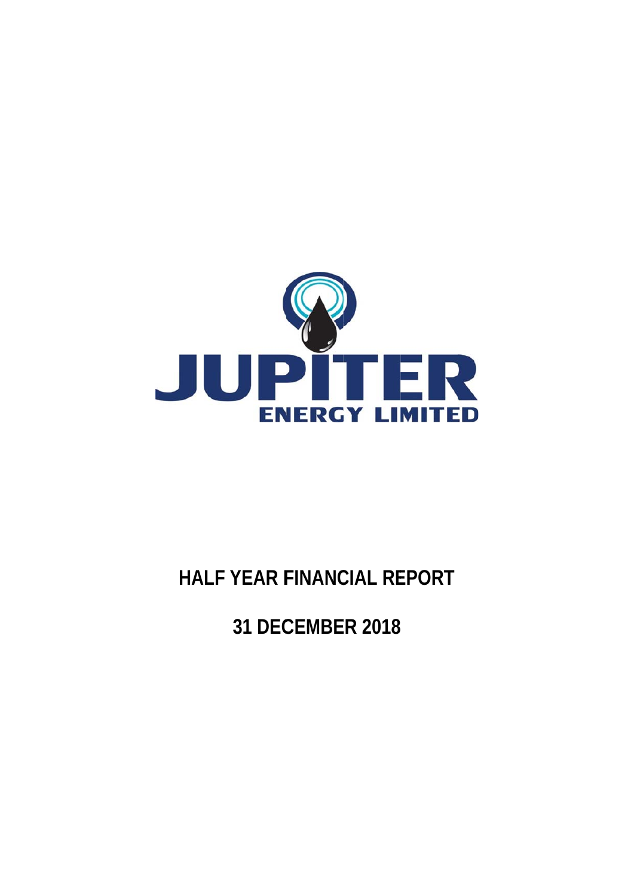JUPITER

ENERGY LIMITED

# HALF YEAR FINANCIAL REPORT

## 31 DECEMBER 2018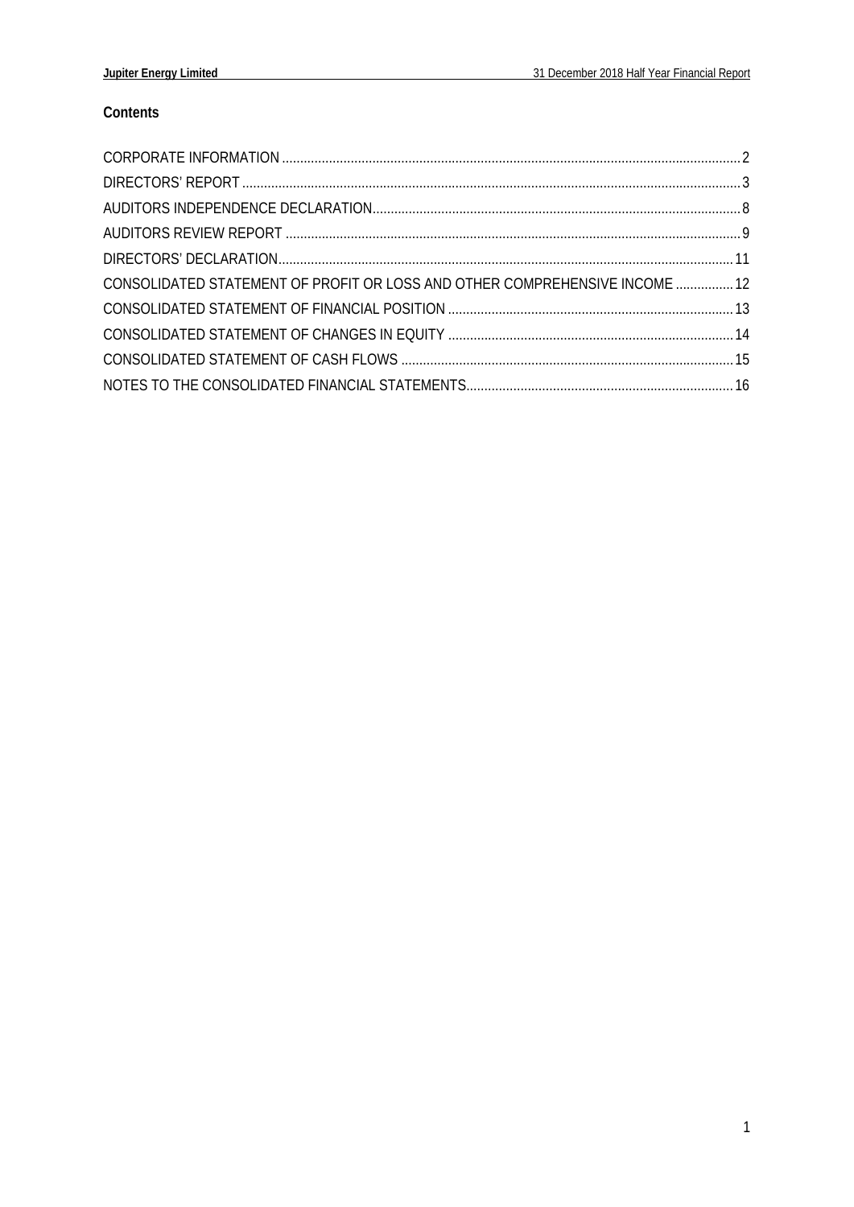## Contents

| | |
|---|---|
| CORPORATE INFORMATION | 2 |
| DIRECTORS' REPORT | 3 |
| AUDITORS INDEPENDENCE DECLARATION | 8 |
| AUDITORS REVIEW REPORT | 9 |
| DIRECTORS' DECLARATION | 11 |
| CONSOLIDATED STATEMENT OF PROFIT OR LOSS AND OTHER COMPREHENSIVE INCOME | 12 |
| CONSOLIDATED STATEMENT OF FINANCIAL POSITION | 13 |
| CONSOLIDATED STATEMENT OF CHANGES IN EQUITY | 14 |
| CONSOLIDATED STATEMENT OF CASH FLOWS | 15 |
| NOTES TO THE CONSOLIDATED FINANCIAL STATEMENTS | 16 |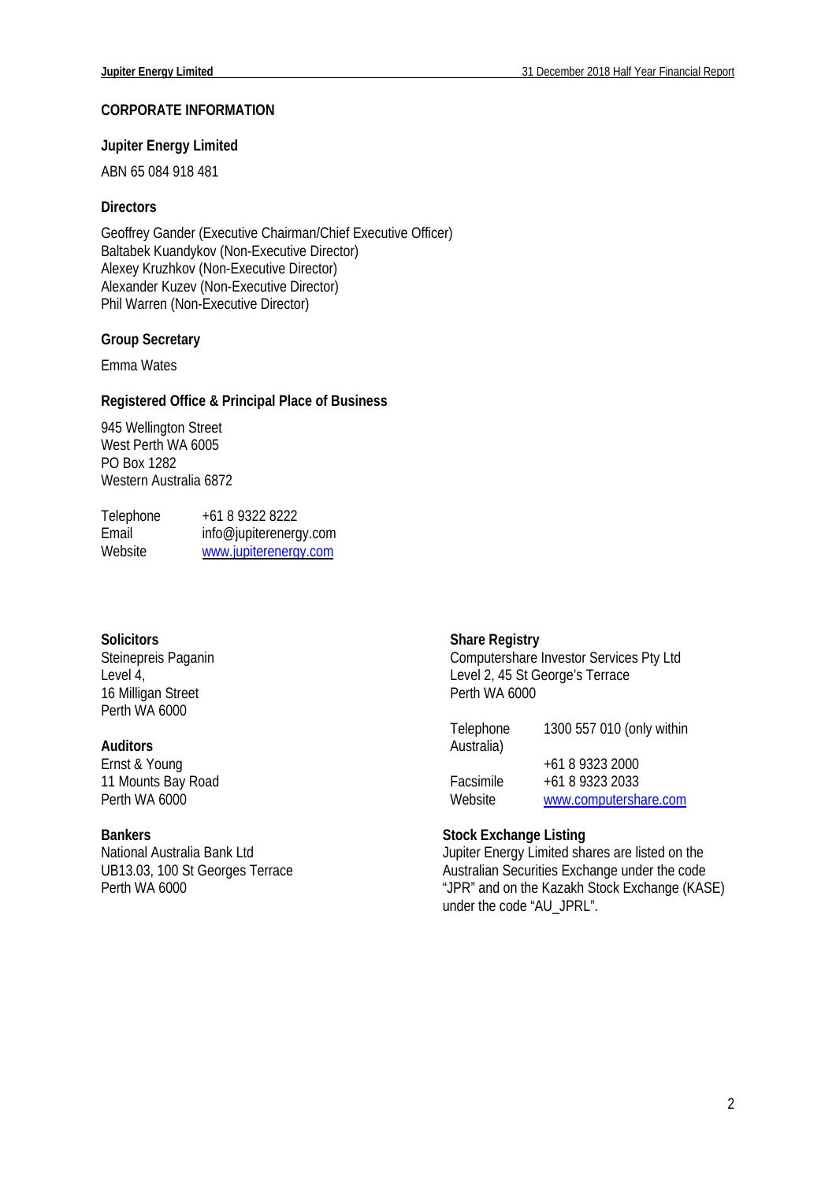## CORPORATE INFORMATION

### Jupiter Energy Limited

ABN 65 084 918 481

### Directors

Geoffrey Gander (Executive Chairman/Chief Executive Officer)
Baltabek Kuandykov (Non-Executive Director)
Alexey Kruzhkov (Non-Executive Director)
Alexander Kuzev (Non-Executive Director)
Phil Warren (Non-Executive Director)

### Group Secretary

Emma Wates

### Registered Office & Principal Place of Business

945 Wellington Street
West Perth WA 6005
PO Box 1282
Western Australia 6872

| | |
|---|---|
| Telephone | +61 8 9322 8222 |
| Email | info@jupiterenergy.com |
| Website | www.jupiterenergy.com |

### Solicitors

Steinepreis Paganin
Level 4,
16 Milligan Street
Perth WA 6000

### Auditors

Ernst & Young
11 Mounts Bay Road
Perth WA 6000

### Bankers

National Australia Bank Ltd
UB13.03, 100 St Georges Terrace
Perth WA 6000

### Share Registry

Computershare Investor Services Pty Ltd
Level 2, 45 St George's Terrace
Perth WA 6000

| | |
|---|---|
| Telephone | 1300 557 010 (only within Australia) |
| | +61 8 9323 2000 |
| Facsimile | +61 8 9323 2033 |
| Website | www.computershare.com |

### Stock Exchange Listing

Jupiter Energy Limited shares are listed on the Australian Securities Exchange under the code "JPR" and on the Kazakh Stock Exchange (KASE) under the code "AU_JPRL".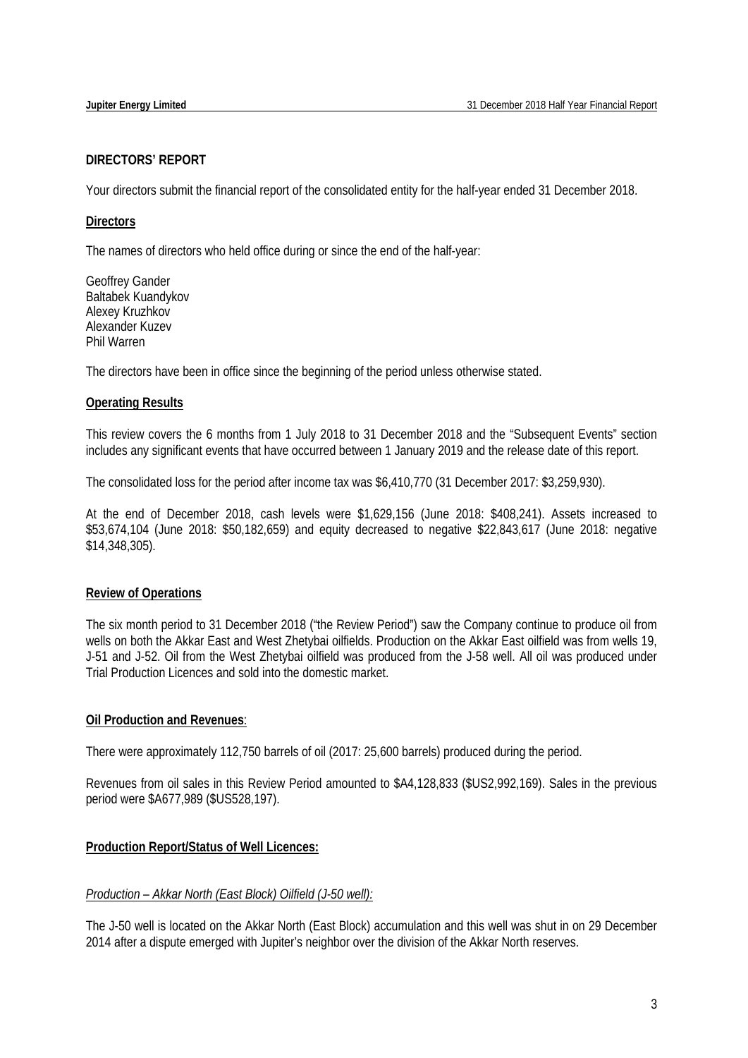## DIRECTORS' REPORT

Your directors submit the financial report of the consolidated entity for the half-year ended 31 December 2018.

### Directors

The names of directors who held office during or since the end of the half-year:

Geoffrey Gander
Baltabek Kuandykov
Alexey Kruzhkov
Alexander Kuzev
Phil Warren

The directors have been in office since the beginning of the period unless otherwise stated.

### Operating Results

This review covers the 6 months from 1 July 2018 to 31 December 2018 and the "Subsequent Events" section includes any significant events that have occurred between 1 January 2019 and the release date of this report.

The consolidated loss for the period after income tax was $6,410,770 (31 December 2017: $3,259,930).

At the end of December 2018, cash levels were $1,629,156 (June 2018: $408,241). Assets increased to $53,674,104 (June 2018: $50,182,659) and equity decreased to negative $22,843,617 (June 2018: negative $14,348,305).

### Review of Operations

The six month period to 31 December 2018 ("the Review Period") saw the Company continue to produce oil from wells on both the Akkar East and West Zhetybai oilfields. Production on the Akkar East oilfield was from wells 19, J-51 and J-52. Oil from the West Zhetybai oilfield was produced from the J-58 well. All oil was produced under Trial Production Licences and sold into the domestic market.

### Oil Production and Revenues:

There were approximately 112,750 barrels of oil (2017: 25,600 barrels) produced during the period.

Revenues from oil sales in this Review Period amounted to $A4,128,833 ($US2,992,169). Sales in the previous period were $A677,989 ($US528,197).

### Production Report/Status of Well Licences:

*Production – Akkar North (East Block) Oilfield (J-50 well):*

The J-50 well is located on the Akkar North (East Block) accumulation and this well was shut in on 29 December 2014 after a dispute emerged with Jupiter's neighbor over the division of the Akkar North reserves.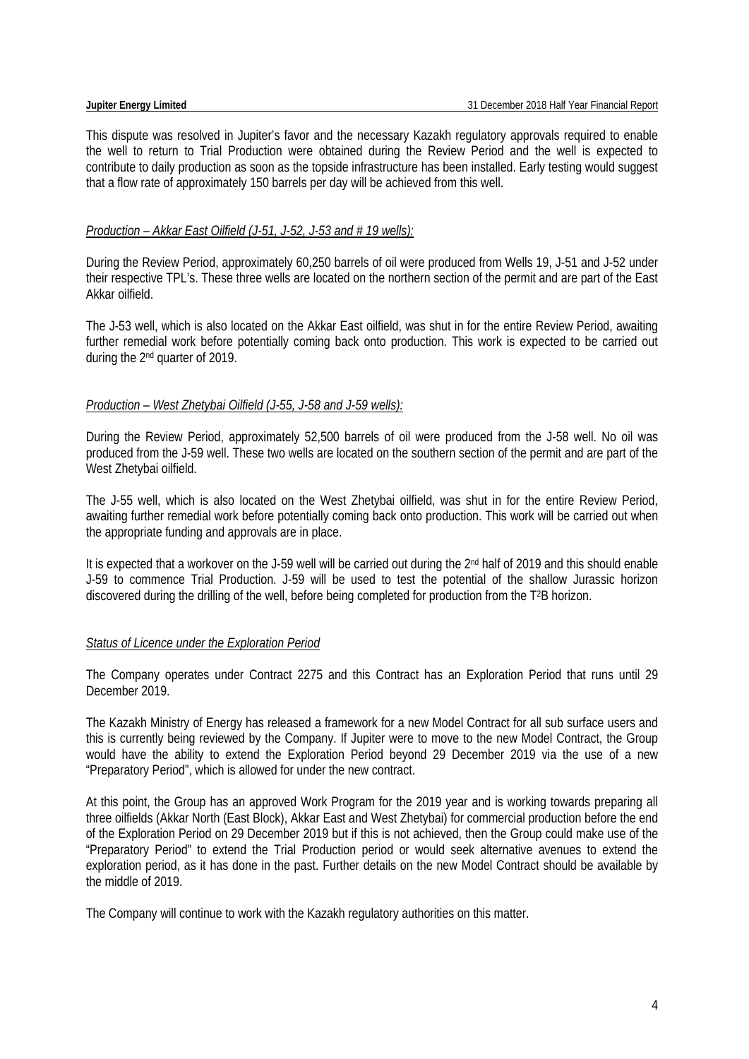This dispute was resolved in Jupiter's favor and the necessary Kazakh regulatory approvals required to enable the well to return to Trial Production were obtained during the Review Period and the well is expected to contribute to daily production as soon as the topside infrastructure has been installed. Early testing would suggest that a flow rate of approximately 150 barrels per day will be achieved from this well.

*Production – Akkar East Oilfield (J-51, J-52, J-53 and # 19 wells):*

During the Review Period, approximately 60,250 barrels of oil were produced from Wells 19, J-51 and J-52 under their respective TPL's. These three wells are located on the northern section of the permit and are part of the East Akkar oilfield.

The J-53 well, which is also located on the Akkar East oilfield, was shut in for the entire Review Period, awaiting further remedial work before potentially coming back onto production. This work is expected to be carried out during the 2nd quarter of 2019.

*Production – West Zhetybai Oilfield (J-55, J-58 and J-59 wells):*

During the Review Period, approximately 52,500 barrels of oil were produced from the J-58 well. No oil was produced from the J-59 well. These two wells are located on the southern section of the permit and are part of the West Zhetybai oilfield.

The J-55 well, which is also located on the West Zhetybai oilfield, was shut in for the entire Review Period, awaiting further remedial work before potentially coming back onto production. This work will be carried out when the appropriate funding and approvals are in place.

It is expected that a workover on the J-59 well will be carried out during the 2nd half of 2019 and this should enable J-59 to commence Trial Production. J-59 will be used to test the potential of the shallow Jurassic horizon discovered during the drilling of the well, before being completed for production from the $T^2B$ horizon.

*Status of Licence under the Exploration Period*

The Company operates under Contract 2275 and this Contract has an Exploration Period that runs until 29 December 2019.

The Kazakh Ministry of Energy has released a framework for a new Model Contract for all sub surface users and this is currently being reviewed by the Company. If Jupiter were to move to the new Model Contract, the Group would have the ability to extend the Exploration Period beyond 29 December 2019 via the use of a new "Preparatory Period", which is allowed for under the new contract.

At this point, the Group has an approved Work Program for the 2019 year and is working towards preparing all three oilfields (Akkar North (East Block), Akkar East and West Zhetybai) for commercial production before the end of the Exploration Period on 29 December 2019 but if this is not achieved, then the Group could make use of the "Preparatory Period" to extend the Trial Production period or would seek alternative avenues to extend the exploration period, as it has done in the past. Further details on the new Model Contract should be available by the middle of 2019.

The Company will continue to work with the Kazakh regulatory authorities on this matter.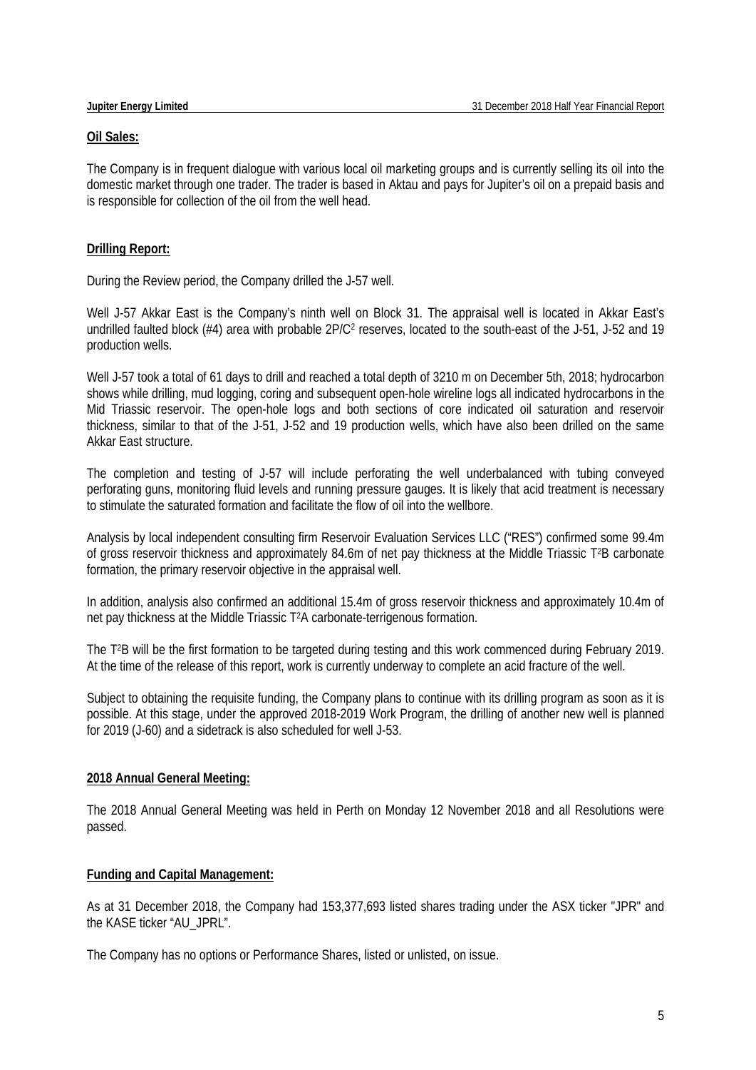## Oil Sales:

The Company is in frequent dialogue with various local oil marketing groups and is currently selling its oil into the domestic market through one trader. The trader is based in Aktau and pays for Jupiter's oil on a prepaid basis and is responsible for collection of the oil from the well head.

## Drilling Report:

During the Review period, the Company drilled the J-57 well.

Well J-57 Akkar East is the Company's ninth well on Block 31. The appraisal well is located in Akkar East's undrilled faulted block (#4) area with probable 2P/C[2] reserves, located to the south-east of the J-51, J-52 and 19 production wells.

Well J-57 took a total of 61 days to drill and reached a total depth of 3210 m on December 5th, 2018; hydrocarbon shows while drilling, mud logging, coring and subsequent open-hole wireline logs all indicated hydrocarbons in the Mid Triassic reservoir. The open-hole logs and both sections of core indicated oil saturation and reservoir thickness, similar to that of the J-51, J-52 and 19 production wells, which have also been drilled on the same Akkar East structure.

The completion and testing of J-57 will include perforating the well underbalanced with tubing conveyed perforating guns, monitoring fluid levels and running pressure gauges. It is likely that acid treatment is necessary to stimulate the saturated formation and facilitate the flow of oil into the wellbore.

Analysis by local independent consulting firm Reservoir Evaluation Services LLC ("RES") confirmed some 99.4m of gross reservoir thickness and approximately 84.6m of net pay thickness at the Middle Triassic $T^2B$ carbonate formation, the primary reservoir objective in the appraisal well.

In addition, analysis also confirmed an additional 15.4m of gross reservoir thickness and approximately 10.4m of net pay thickness at the Middle Triassic $T^2A$ carbonate-terrigenous formation.

The $T^2B$ will be the first formation to be targeted during testing and this work commenced during February 2019. At the time of the release of this report, work is currently underway to complete an acid fracture of the well.

Subject to obtaining the requisite funding, the Company plans to continue with its drilling program as soon as it is possible. At this stage, under the approved 2018-2019 Work Program, the drilling of another new well is planned for 2019 (J-60) and a sidetrack is also scheduled for well J-53.

## 2018 Annual General Meeting:

The 2018 Annual General Meeting was held in Perth on Monday 12 November 2018 and all Resolutions were passed.

## Funding and Capital Management:

As at 31 December 2018, the Company had 153,377,693 listed shares trading under the ASX ticker "JPR" and the KASE ticker "AU_JPRL".

The Company has no options or Performance Shares, listed or unlisted, on issue.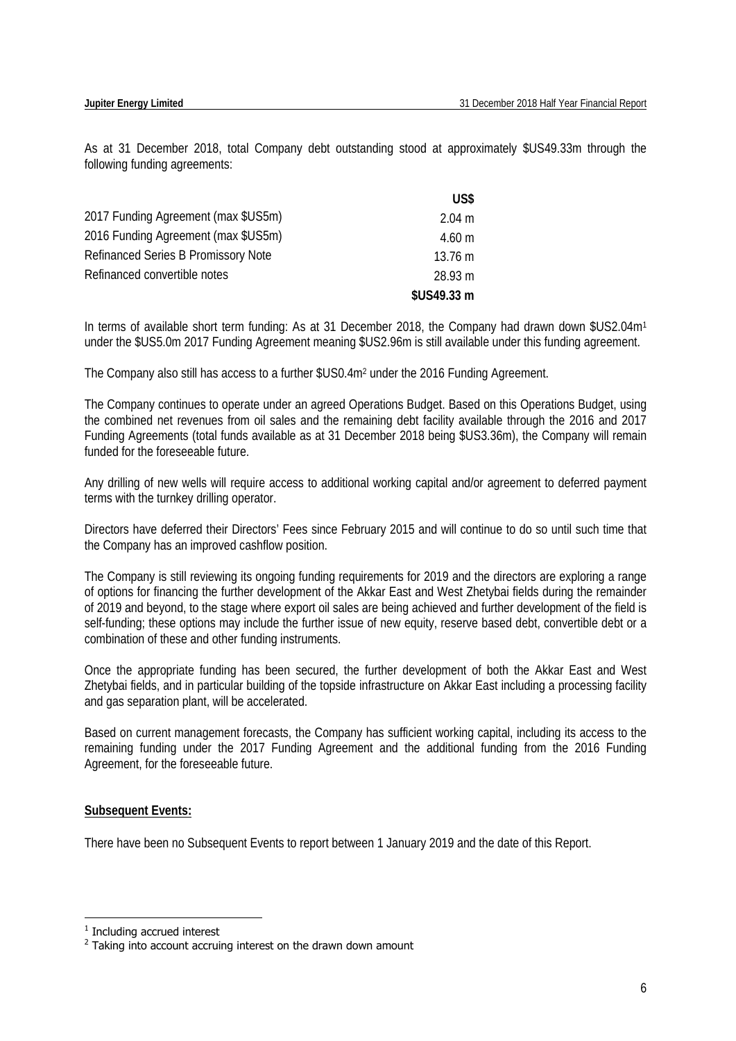As at 31 December 2018, total Company debt outstanding stood at approximately $US49.33m through the following funding agreements:

| | US$ |
|---|---|
| 2017 Funding Agreement (max $US5m) | 2.04 m |
| 2016 Funding Agreement (max $US5m) | 4.60 m |
| Refinanced Series B Promissory Note | 13.76 m |
| Refinanced convertible notes | 28.93 m |
| | **$US49.33 m** |

In terms of available short term funding: As at 31 December 2018, the Company had drawn down $US2.04m[1] under the $US5.0m 2017 Funding Agreement meaning $US2.96m is still available under this funding agreement.

The Company also still has access to a further $US0.4m[2] under the 2016 Funding Agreement.

The Company continues to operate under an agreed Operations Budget. Based on this Operations Budget, using the combined net revenues from oil sales and the remaining debt facility available through the 2016 and 2017 Funding Agreements (total funds available as at 31 December 2018 being $US3.36m), the Company will remain funded for the foreseeable future.

Any drilling of new wells will require access to additional working capital and/or agreement to deferred payment terms with the turnkey drilling operator.

Directors have deferred their Directors' Fees since February 2015 and will continue to do so until such time that the Company has an improved cashflow position.

The Company is still reviewing its ongoing funding requirements for 2019 and the directors are exploring a range of options for financing the further development of the Akkar East and West Zhetybai fields during the remainder of 2019 and beyond, to the stage where export oil sales are being achieved and further development of the field is self-funding; these options may include the further issue of new equity, reserve based debt, convertible debt or a combination of these and other funding instruments.

Once the appropriate funding has been secured, the further development of both the Akkar East and West Zhetybai fields, and in particular building of the topside infrastructure on Akkar East including a processing facility and gas separation plant, will be accelerated.

Based on current management forecasts, the Company has sufficient working capital, including its access to the remaining funding under the 2017 Funding Agreement and the additional funding from the 2016 Funding Agreement, for the foreseeable future.

**Subsequent Events:**

There have been no Subsequent Events to report between 1 January 2019 and the date of this Report.

[1] Including accrued interest

[2] Taking into account accruing interest on the drawn down amount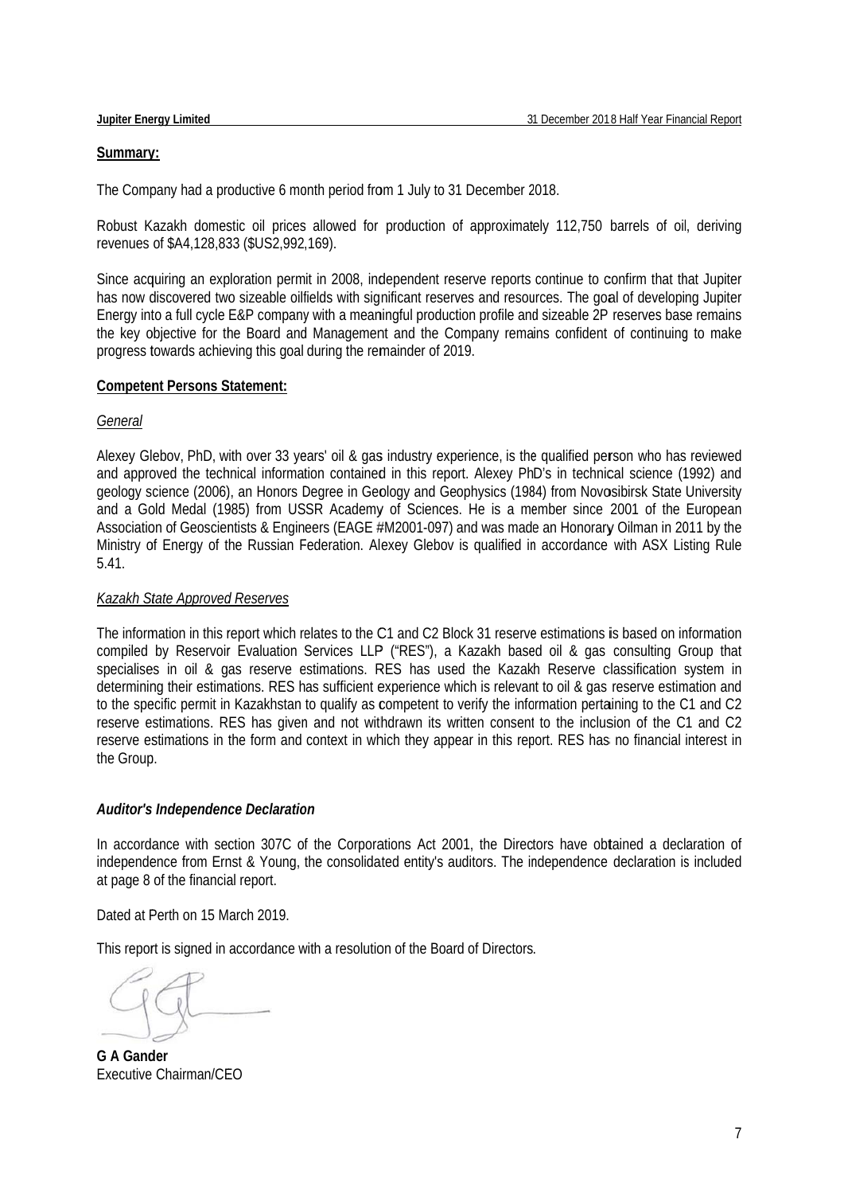**Summary:**

The Company had a productive 6 month period from 1 July to 31 December 2018.

Robust Kazakh domestic oil prices allowed for production of approximately 112,750 barrels of oil, deriving revenues of $A4,128,833 ($US2,992,169).

Since acquiring an exploration permit in 2008, independent reserve reports continue to confirm that that Jupiter has now discovered two sizeable oilfields with significant reserves and resources. The goal of developing Jupiter Energy into a full cycle E&P company with a meaningful production profile and sizeable 2P reserves base remains the key objective for the Board and Management and the Company remains confident of continuing to make progress towards achieving this goal during the remainder of 2019.

**Competent Persons Statement:**

*General*

Alexey Glebov, PhD, with over 33 years' oil & gas industry experience, is the qualified person who has reviewed and approved the technical information contained in this report. Alexey PhD's in technical science (1992) and geology science (2006), an Honors Degree in Geology and Geophysics (1984) from Novosibirsk State University and a Gold Medal (1985) from USSR Academy of Sciences. He is a member since 2001 of the European Association of Geoscientists & Engineers (EAGE #M2001-097) and was made an Honorary Oilman in 2011 by the Ministry of Energy of the Russian Federation. Alexey Glebov is qualified in accordance with ASX Listing Rule 5.41.

*Kazakh State Approved Reserves*

The information in this report which relates to the C1 and C2 Block 31 reserve estimations is based on information compiled by Reservoir Evaluation Services LLP ("RES"), a Kazakh based oil & gas consulting Group that specialises in oil & gas reserve estimations. RES has used the Kazakh Reserve classification system in determining their estimations. RES has sufficient experience which is relevant to oil & gas reserve estimation and to the specific permit in Kazakhstan to qualify as competent to verify the information pertaining to the C1 and C2 reserve estimations. RES has given and not withdrawn its written consent to the inclusion of the C1 and C2 reserve estimations in the form and context in which they appear in this report. RES has no financial interest in the Group.

***Auditor's Independence Declaration***

In accordance with section 307C of the Corporations Act 2001, the Directors have obtained a declaration of independence from Ernst & Young, the consolidated entity's auditors. The independence declaration is included at page 8 of the financial report.

Dated at Perth on 15 March 2019.

This report is signed in accordance with a resolution of the Board of Directors.

**G A Gander**
Executive Chairman/CEO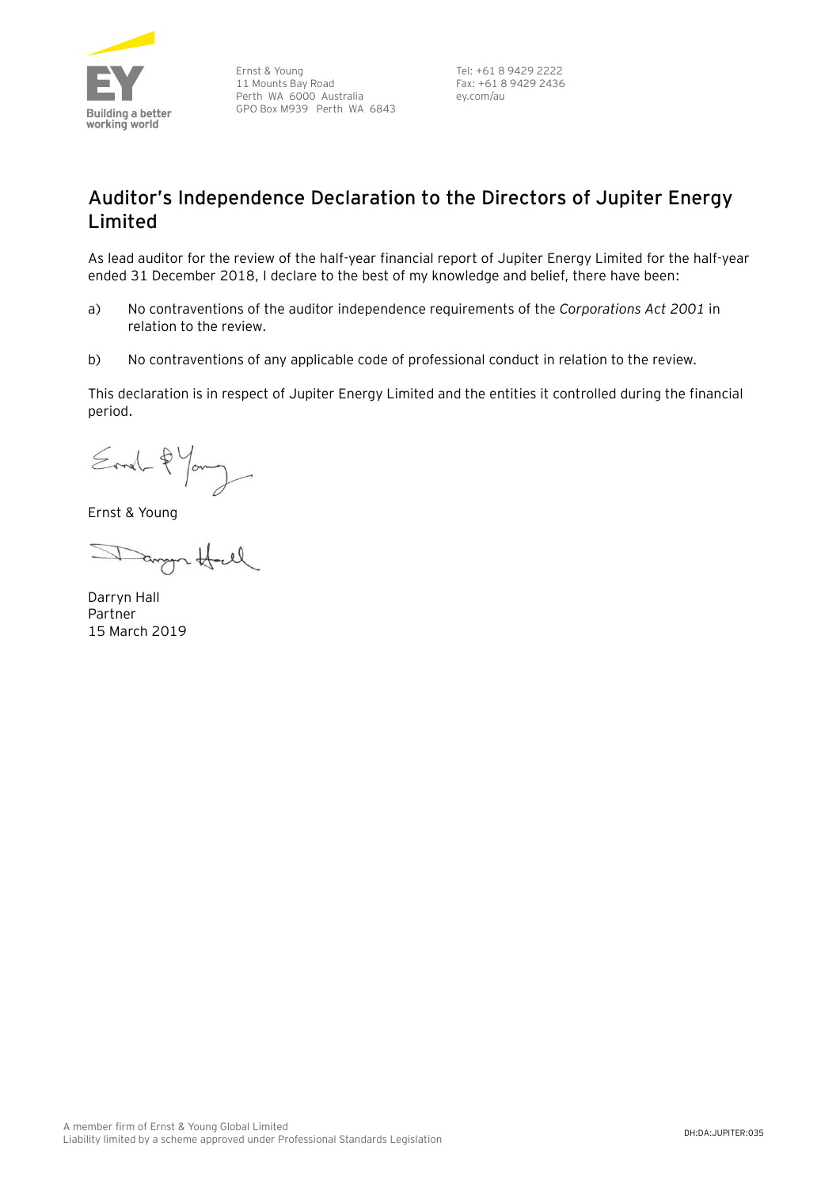Ernst & Young
11 Mounts Bay Road
Perth WA 6000 Australia
GPO Box M939 Perth WA 6843

Tel: +61 8 9429 2222
Fax: +61 8 9429 2436
ey.com/au

## Auditor's Independence Declaration to the Directors of Jupiter Energy Limited

As lead auditor for the review of the half-year financial report of Jupiter Energy Limited for the half-year ended 31 December 2018, I declare to the best of my knowledge and belief, there have been:

a) No contraventions of the auditor independence requirements of the *Corporations Act 2001* in relation to the review.

b) No contraventions of any applicable code of professional conduct in relation to the review.

This declaration is in respect of Jupiter Energy Limited and the entities it controlled during the financial period.

Ernst & Young

Darryn Hall
Partner
15 March 2019

A member firm of Ernst & Young Global Limited
Liability limited by a scheme approved under Professional Standards Legislation

DH:DA:JUPITER:035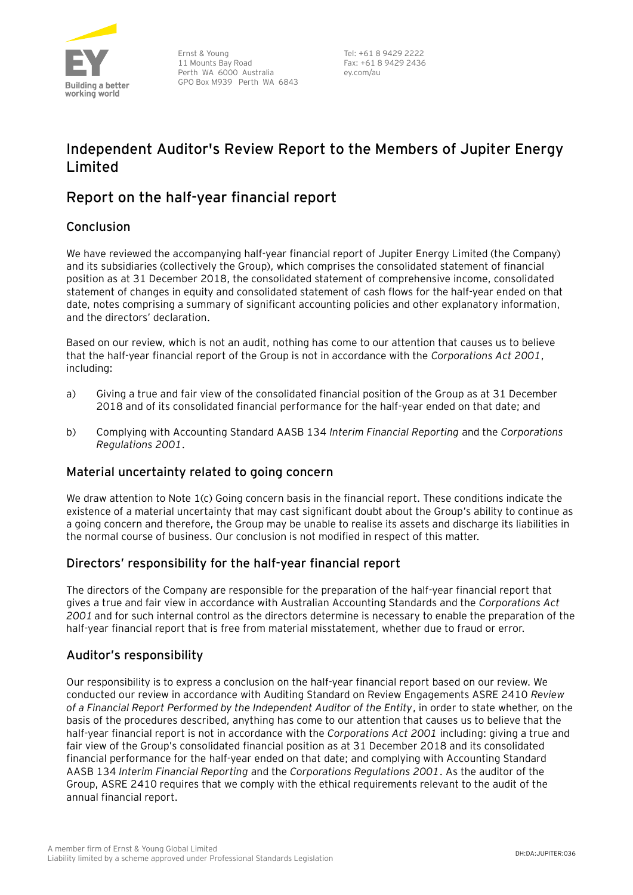Ernst & Young
11 Mounts Bay Road
Perth WA 6000 Australia
GPO Box M939 Perth WA 6843

Tel: +61 8 9429 2222
Fax: +61 8 9429 2436
ey.com/au

# Independent Auditor's Review Report to the Members of Jupiter Energy Limited

## Report on the half-year financial report

### Conclusion

We have reviewed the accompanying half-year financial report of Jupiter Energy Limited (the Company) and its subsidiaries (collectively the Group), which comprises the consolidated statement of financial position as at 31 December 2018, the consolidated statement of comprehensive income, consolidated statement of changes in equity and consolidated statement of cash flows for the half-year ended on that date, notes comprising a summary of significant accounting policies and other explanatory information, and the directors' declaration.

Based on our review, which is not an audit, nothing has come to our attention that causes us to believe that the half-year financial report of the Group is not in accordance with the *Corporations Act 2001*, including:

a) Giving a true and fair view of the consolidated financial position of the Group as at 31 December 2018 and of its consolidated financial performance for the half-year ended on that date; and

b) Complying with Accounting Standard AASB 134 *Interim Financial Reporting* and the *Corporations Regulations 2001*.

### Material uncertainty related to going concern

We draw attention to Note 1(c) Going concern basis in the financial report. These conditions indicate the existence of a material uncertainty that may cast significant doubt about the Group's ability to continue as a going concern and therefore, the Group may be unable to realise its assets and discharge its liabilities in the normal course of business. Our conclusion is not modified in respect of this matter.

### Directors' responsibility for the half-year financial report

The directors of the Company are responsible for the preparation of the half-year financial report that gives a true and fair view in accordance with Australian Accounting Standards and the *Corporations Act 2001* and for such internal control as the directors determine is necessary to enable the preparation of the half-year financial report that is free from material misstatement, whether due to fraud or error.

### Auditor's responsibility

Our responsibility is to express a conclusion on the half-year financial report based on our review. We conducted our review in accordance with Auditing Standard on Review Engagements ASRE 2410 *Review of a Financial Report Performed by the Independent Auditor of the Entity*, in order to state whether, on the basis of the procedures described, anything has come to our attention that causes us to believe that the half-year financial report is not in accordance with the *Corporations Act 2001* including: giving a true and fair view of the Group's consolidated financial position as at 31 December 2018 and its consolidated financial performance for the half-year ended on that date; and complying with Accounting Standard AASB 134 *Interim Financial Reporting* and the *Corporations Regulations 2001*. As the auditor of the Group, ASRE 2410 requires that we comply with the ethical requirements relevant to the audit of the annual financial report.

A member firm of Ernst & Young Global Limited
Liability limited by a scheme approved under Professional Standards Legislation

DH:DA:JUPITER:036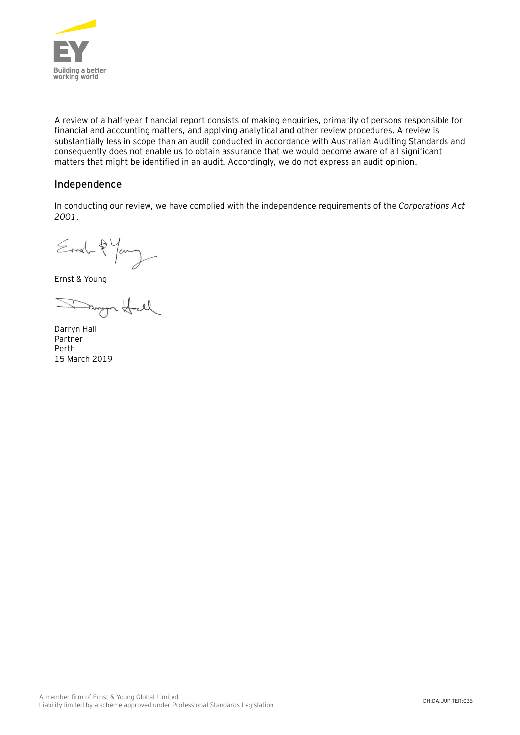A review of a half-year financial report consists of making enquiries, primarily of persons responsible for financial and accounting matters, and applying analytical and other review procedures. A review is substantially less in scope than an audit conducted in accordance with Australian Auditing Standards and consequently does not enable us to obtain assurance that we would become aware of all significant matters that might be identified in an audit. Accordingly, we do not express an audit opinion.

## Independence

In conducting our review, we have complied with the independence requirements of the *Corporations Act 2001*.

Ernst & Young

Darryn Hall
Partner
Perth
15 March 2019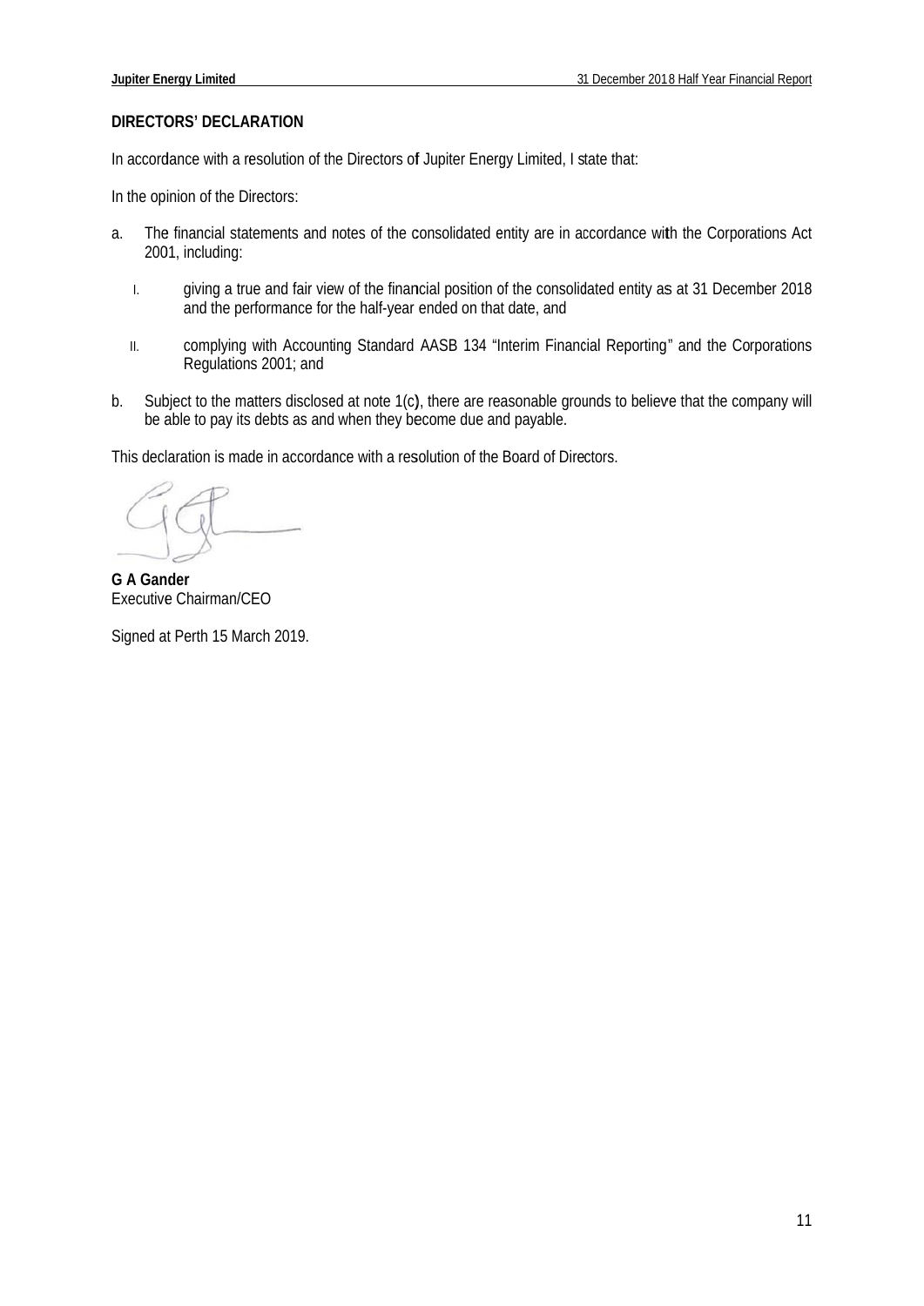## DIRECTORS' DECLARATION

In accordance with a resolution of the Directors of Jupiter Energy Limited, I state that:

In the opinion of the Directors:

a. The financial statements and notes of the consolidated entity are in accordance with the Corporations Act 2001, including:

   I. giving a true and fair view of the financial position of the consolidated entity as at 31 December 2018 and the performance for the half-year ended on that date, and

   II. complying with Accounting Standard AASB 134 "Interim Financial Reporting" and the Corporations Regulations 2001; and

b. Subject to the matters disclosed at note 1(c), there are reasonable grounds to believe that the company will be able to pay its debts as and when they become due and payable.

This declaration is made in accordance with a resolution of the Board of Directors.

**G A Gander**
Executive Chairman/CEO

Signed at Perth 15 March 2019.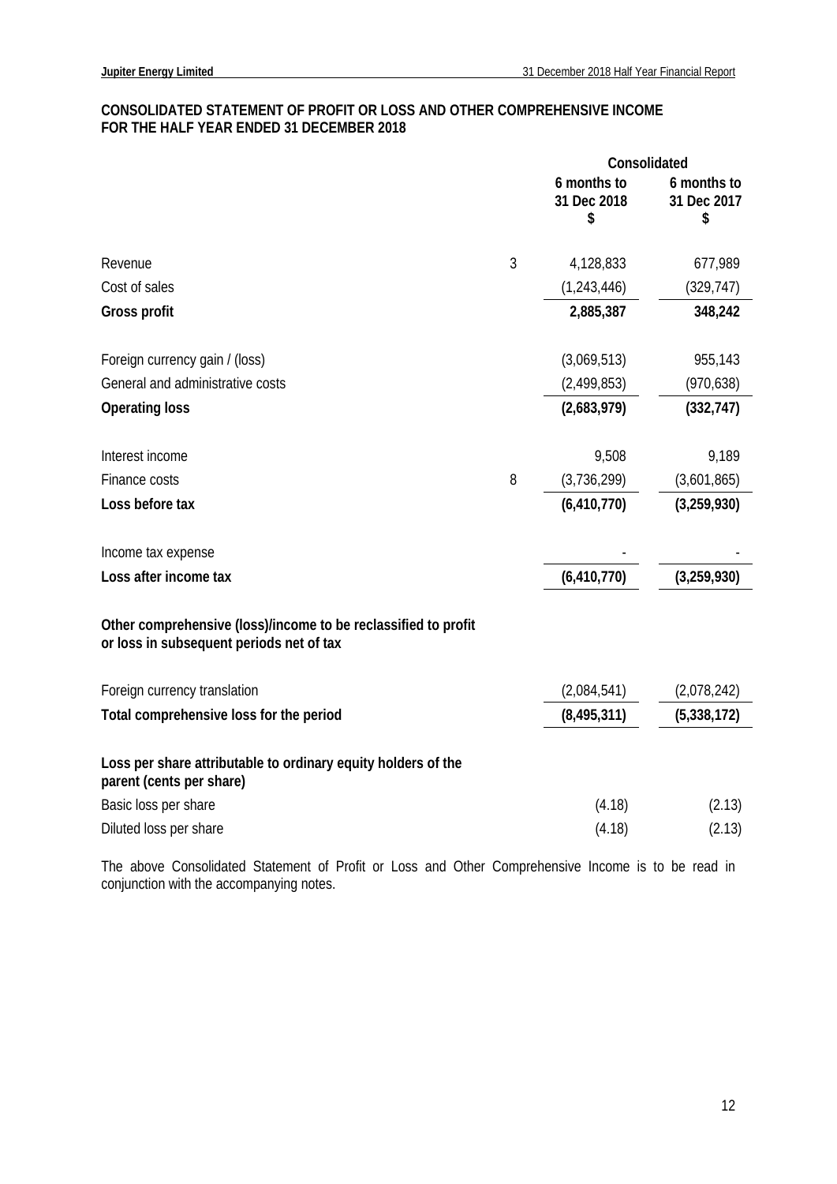## CONSOLIDATED STATEMENT OF PROFIT OR LOSS AND OTHER COMPREHENSIVE INCOME FOR THE HALF YEAR ENDED 31 DECEMBER 2018

| | | Consolidated | |
|---|---|---|---|
| | | 6 months to 31 Dec 2018 $ | 6 months to 31 Dec 2017 $ |
| Revenue | 3 | 4,128,833 | 677,989 |
| Cost of sales | | (1,243,446) | (329,747) |
| **Gross profit** | | **2,885,387** | **348,242** |
| Foreign currency gain / (loss) | | (3,069,513) | 955,143 |
| General and administrative costs | | (2,499,853) | (970,638) |
| **Operating loss** | | **(2,683,979)** | **(332,747)** |
| Interest income | | 9,508 | 9,189 |
| Finance costs | 8 | (3,736,299) | (3,601,865) |
| **Loss before tax** | | **(6,410,770)** | **(3,259,930)** |
| Income tax expense | | - | - |
| **Loss after income tax** | | **(6,410,770)** | **(3,259,930)** |
| **Other comprehensive (loss)/income to be reclassified to profit or loss in subsequent periods net of tax** | | | |
| Foreign currency translation | | (2,084,541) | (2,078,242) |
| **Total comprehensive loss for the period** | | **(8,495,311)** | **(5,338,172)** |
| **Loss per share attributable to ordinary equity holders of the parent (cents per share)** | | | |
| Basic loss per share | | (4.18) | (2.13) |
| Diluted loss per share | | (4.18) | (2.13) |

The above Consolidated Statement of Profit or Loss and Other Comprehensive Income is to be read in conjunction with the accompanying notes.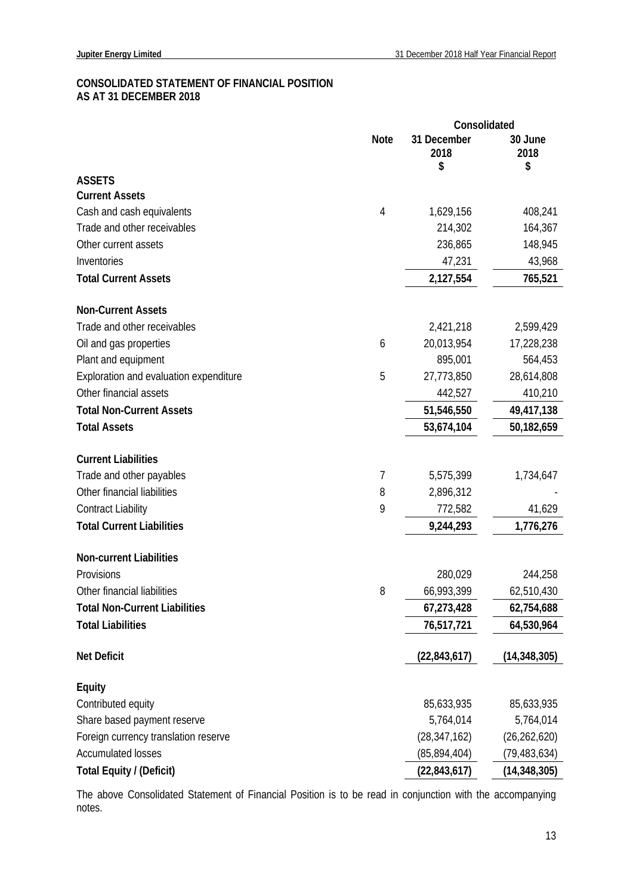## CONSOLIDATED STATEMENT OF FINANCIAL POSITION
## AS AT 31 DECEMBER 2018

| | Note | Consolidated 31 December 2018 $ | 30 June 2018 $ |
|---|---|---|---|
| **ASSETS** | | | |
| **Current Assets** | | | |
| Cash and cash equivalents | 4 | 1,629,156 | 408,241 |
| Trade and other receivables | | 214,302 | 164,367 |
| Other current assets | | 236,865 | 148,945 |
| Inventories | | 47,231 | 43,968 |
| **Total Current Assets** | | **2,127,554** | **765,521** |
| | | | |
| **Non-Current Assets** | | | |
| Trade and other receivables | | 2,421,218 | 2,599,429 |
| Oil and gas properties | 6 | 20,013,954 | 17,228,238 |
| Plant and equipment | | 895,001 | 564,453 |
| Exploration and evaluation expenditure | 5 | 27,773,850 | 28,614,808 |
| Other financial assets | | 442,527 | 410,210 |
| **Total Non-Current Assets** | | **51,546,550** | **49,417,138** |
| **Total Assets** | | **53,674,104** | **50,182,659** |
| | | | |
| **Current Liabilities** | | | |
| Trade and other payables | 7 | 5,575,399 | 1,734,647 |
| Other financial liabilities | 8 | 2,896,312 | - |
| Contract Liability | 9 | 772,582 | 41,629 |
| **Total Current Liabilities** | | **9,244,293** | **1,776,276** |
| | | | |
| **Non-current Liabilities** | | | |
| Provisions | | 280,029 | 244,258 |
| Other financial liabilities | 8 | 66,993,399 | 62,510,430 |
| **Total Non-Current Liabilities** | | **67,273,428** | **62,754,688** |
| **Total Liabilities** | | **76,517,721** | **64,530,964** |
| | | | |
| **Net Deficit** | | **(22,843,617)** | **(14,348,305)** |
| | | | |
| **Equity** | | | |
| Contributed equity | | 85,633,935 | 85,633,935 |
| Share based payment reserve | | 5,764,014 | 5,764,014 |
| Foreign currency translation reserve | | (28,347,162) | (26,262,620) |
| Accumulated losses | | (85,894,404) | (79,483,634) |
| **Total Equity / (Deficit)** | | **(22,843,617)** | **(14,348,305)** |

The above Consolidated Statement of Financial Position is to be read in conjunction with the accompanying notes.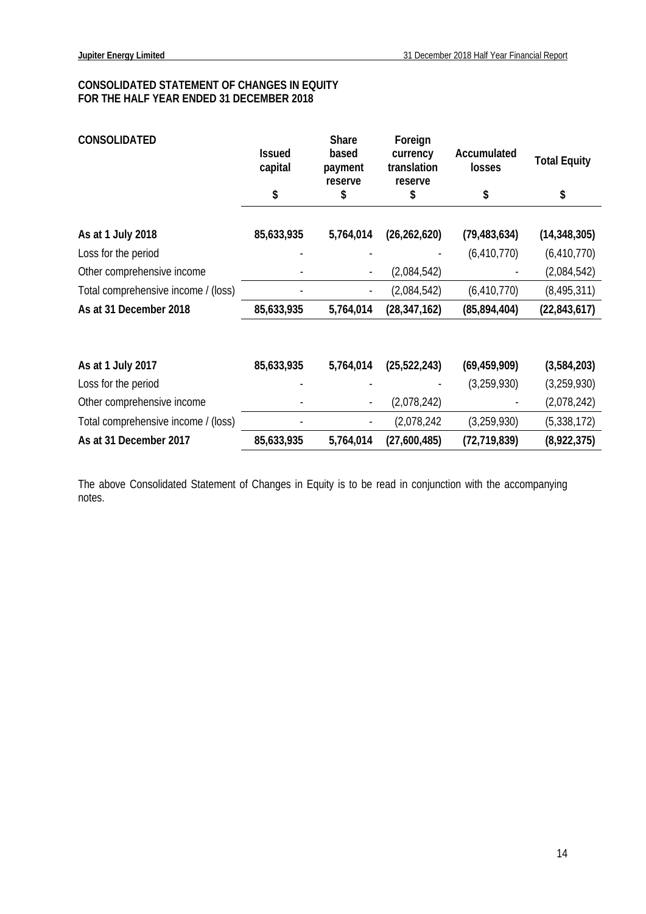# CONSOLIDATED STATEMENT OF CHANGES IN EQUITY FOR THE HALF YEAR ENDED 31 DECEMBER 2018

| CONSOLIDATED | Issued capital | Share based payment reserve | Foreign currency translation reserve | Accumulated losses | Total Equity |
|---|---|---|---|---|---|
| | $ | $ | $ | $ | $ |
| **As at 1 July 2018** | **85,633,935** | **5,764,014** | **(26,262,620)** | **(79,483,634)** | **(14,348,305)** |
| Loss for the period | - | - | - | (6,410,770) | (6,410,770) |
| Other comprehensive income | - | - | (2,084,542) | - | (2,084,542) |
| Total comprehensive income / (loss) | - | - | (2,084,542) | (6,410,770) | (8,495,311) |
| **As at 31 December 2018** | **85,633,935** | **5,764,014** | **(28,347,162)** | **(85,894,404)** | **(22,843,617)** |
| | | | | | |
| **As at 1 July 2017** | **85,633,935** | **5,764,014** | **(25,522,243)** | **(69,459,909)** | **(3,584,203)** |
| Loss for the period | - | - | - | (3,259,930) | (3,259,930) |
| Other comprehensive income | - | - | (2,078,242) | - | (2,078,242) |
| Total comprehensive income / (loss) | - | - | (2,078,242 | (3,259,930) | (5,338,172) |
| **As at 31 December 2017** | **85,633,935** | **5,764,014** | **(27,600,485)** | **(72,719,839)** | **(8,922,375)** |

The above Consolidated Statement of Changes in Equity is to be read in conjunction with the accompanying notes.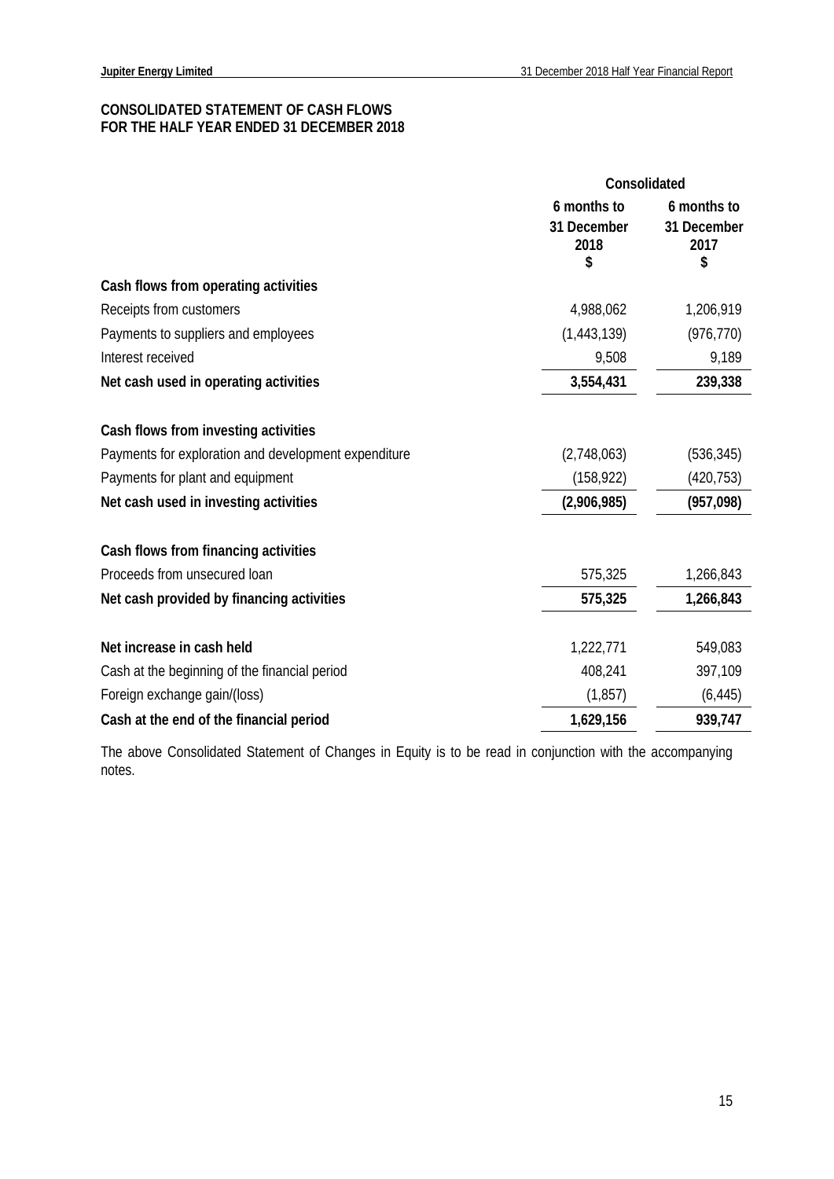**CONSOLIDATED STATEMENT OF CASH FLOWS**
**FOR THE HALF YEAR ENDED 31 DECEMBER 2018**

| | Consolidated | |
|---|---|---|
| | 6 months to 31 December 2018 $ | 6 months to 31 December 2017 $ |
| **Cash flows from operating activities** | | |
| Receipts from customers | 4,988,062 | 1,206,919 |
| Payments to suppliers and employees | (1,443,139) | (976,770) |
| Interest received | 9,508 | 9,189 |
| **Net cash used in operating activities** | **3,554,431** | **239,338** |
| | | |
| **Cash flows from investing activities** | | |
| Payments for exploration and development expenditure | (2,748,063) | (536,345) |
| Payments for plant and equipment | (158,922) | (420,753) |
| **Net cash used in investing activities** | **(2,906,985)** | **(957,098)** |
| | | |
| **Cash flows from financing activities** | | |
| Proceeds from unsecured loan | 575,325 | 1,266,843 |
| **Net cash provided by financing activities** | **575,325** | **1,266,843** |
| | | |
| **Net increase in cash held** | 1,222,771 | 549,083 |
| Cash at the beginning of the financial period | 408,241 | 397,109 |
| Foreign exchange gain/(loss) | (1,857) | (6,445) |
| **Cash at the end of the financial period** | **1,629,156** | **939,747** |

The above Consolidated Statement of Changes in Equity is to be read in conjunction with the accompanying notes.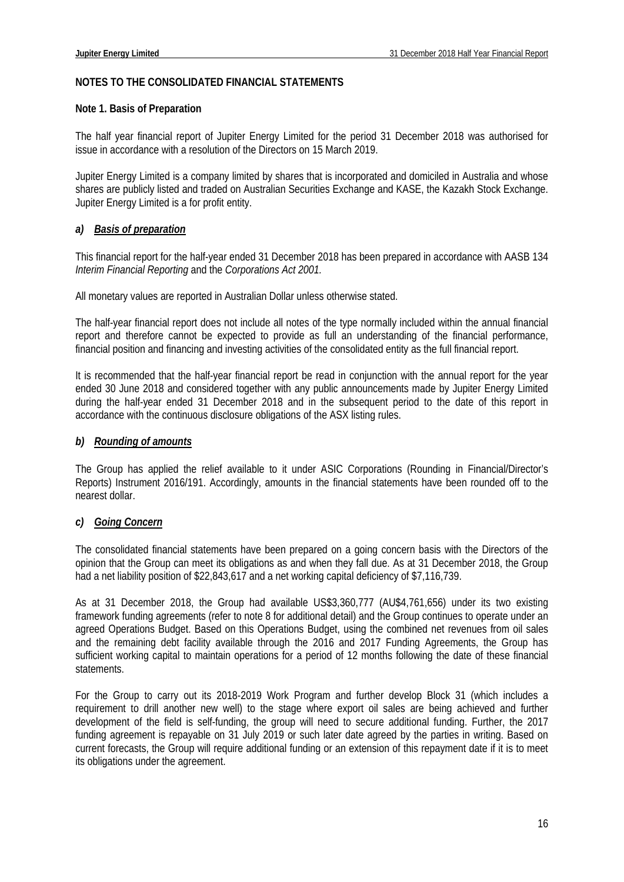## NOTES TO THE CONSOLIDATED FINANCIAL STATEMENTS

### Note 1. Basis of Preparation

The half year financial report of Jupiter Energy Limited for the period 31 December 2018 was authorised for issue in accordance with a resolution of the Directors on 15 March 2019.

Jupiter Energy Limited is a company limited by shares that is incorporated and domiciled in Australia and whose shares are publicly listed and traded on Australian Securities Exchange and KASE, the Kazakh Stock Exchange. Jupiter Energy Limited is a for profit entity.

#### *a) <u>Basis of preparation</u>*

This financial report for the half-year ended 31 December 2018 has been prepared in accordance with AASB 134 *Interim Financial Reporting* and the *Corporations Act 2001.*

All monetary values are reported in Australian Dollar unless otherwise stated.

The half-year financial report does not include all notes of the type normally included within the annual financial report and therefore cannot be expected to provide as full an understanding of the financial performance, financial position and financing and investing activities of the consolidated entity as the full financial report.

It is recommended that the half-year financial report be read in conjunction with the annual report for the year ended 30 June 2018 and considered together with any public announcements made by Jupiter Energy Limited during the half-year ended 31 December 2018 and in the subsequent period to the date of this report in accordance with the continuous disclosure obligations of the ASX listing rules.

#### *b) <u>Rounding of amounts</u>*

The Group has applied the relief available to it under ASIC Corporations (Rounding in Financial/Director's Reports) Instrument 2016/191. Accordingly, amounts in the financial statements have been rounded off to the nearest dollar.

#### *c) <u>Going Concern</u>*

The consolidated financial statements have been prepared on a going concern basis with the Directors of the opinion that the Group can meet its obligations as and when they fall due. As at 31 December 2018, the Group had a net liability position of $22,843,617 and a net working capital deficiency of $7,116,739.

As at 31 December 2018, the Group had available US$3,360,777 (AU$4,761,656) under its two existing framework funding agreements (refer to note 8 for additional detail) and the Group continues to operate under an agreed Operations Budget. Based on this Operations Budget, using the combined net revenues from oil sales and the remaining debt facility available through the 2016 and 2017 Funding Agreements, the Group has sufficient working capital to maintain operations for a period of 12 months following the date of these financial statements.

For the Group to carry out its 2018-2019 Work Program and further develop Block 31 (which includes a requirement to drill another new well) to the stage where export oil sales are being achieved and further development of the field is self-funding, the group will need to secure additional funding. Further, the 2017 funding agreement is repayable on 31 July 2019 or such later date agreed by the parties in writing. Based on current forecasts, the Group will require additional funding or an extension of this repayment date if it is to meet its obligations under the agreement.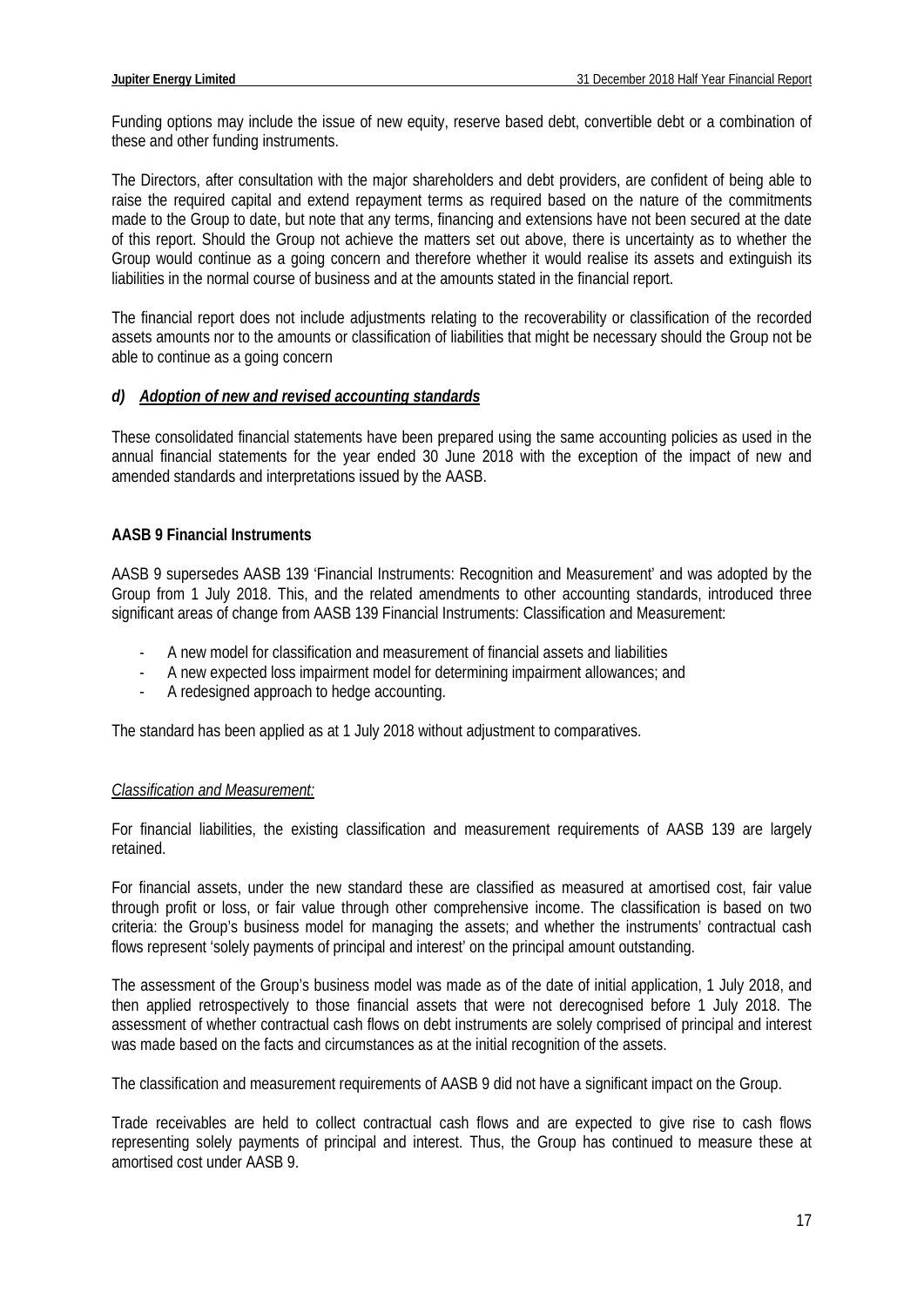Funding options may include the issue of new equity, reserve based debt, convertible debt or a combination of these and other funding instruments.

The Directors, after consultation with the major shareholders and debt providers, are confident of being able to raise the required capital and extend repayment terms as required based on the nature of the commitments made to the Group to date, but note that any terms, financing and extensions have not been secured at the date of this report. Should the Group not achieve the matters set out above, there is uncertainty as to whether the Group would continue as a going concern and therefore whether it would realise its assets and extinguish its liabilities in the normal course of business and at the amounts stated in the financial report.

The financial report does not include adjustments relating to the recoverability or classification of the recorded assets amounts nor to the amounts or classification of liabilities that might be necessary should the Group not be able to continue as a going concern

### *d) Adoption of new and revised accounting standards*

These consolidated financial statements have been prepared using the same accounting policies as used in the annual financial statements for the year ended 30 June 2018 with the exception of the impact of new and amended standards and interpretations issued by the AASB.

**AASB 9 Financial Instruments**

AASB 9 supersedes AASB 139 'Financial Instruments: Recognition and Measurement' and was adopted by the Group from 1 July 2018. This, and the related amendments to other accounting standards, introduced three significant areas of change from AASB 139 Financial Instruments: Classification and Measurement:

- A new model for classification and measurement of financial assets and liabilities
- A new expected loss impairment model for determining impairment allowances; and
- A redesigned approach to hedge accounting.

The standard has been applied as at 1 July 2018 without adjustment to comparatives.

*Classification and Measurement:*

For financial liabilities, the existing classification and measurement requirements of AASB 139 are largely retained.

For financial assets, under the new standard these are classified as measured at amortised cost, fair value through profit or loss, or fair value through other comprehensive income. The classification is based on two criteria: the Group's business model for managing the assets; and whether the instruments' contractual cash flows represent 'solely payments of principal and interest' on the principal amount outstanding.

The assessment of the Group's business model was made as of the date of initial application, 1 July 2018, and then applied retrospectively to those financial assets that were not derecognised before 1 July 2018. The assessment of whether contractual cash flows on debt instruments are solely comprised of principal and interest was made based on the facts and circumstances as at the initial recognition of the assets.

The classification and measurement requirements of AASB 9 did not have a significant impact on the Group.

Trade receivables are held to collect contractual cash flows and are expected to give rise to cash flows representing solely payments of principal and interest. Thus, the Group has continued to measure these at amortised cost under AASB 9.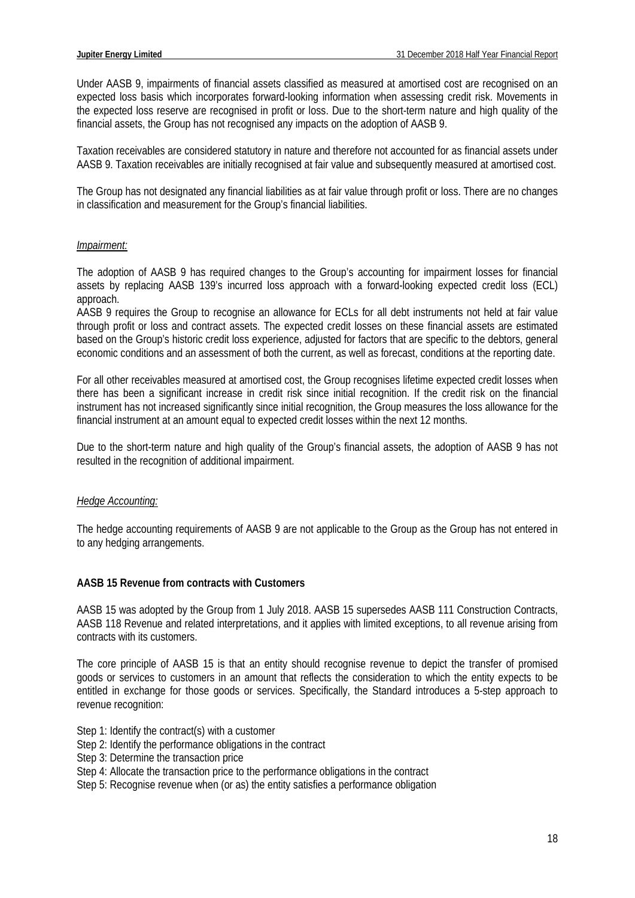Under AASB 9, impairments of financial assets classified as measured at amortised cost are recognised on an expected loss basis which incorporates forward-looking information when assessing credit risk. Movements in the expected loss reserve are recognised in profit or loss. Due to the short-term nature and high quality of the financial assets, the Group has not recognised any impacts on the adoption of AASB 9.

Taxation receivables are considered statutory in nature and therefore not accounted for as financial assets under AASB 9. Taxation receivables are initially recognised at fair value and subsequently measured at amortised cost.

The Group has not designated any financial liabilities as at fair value through profit or loss. There are no changes in classification and measurement for the Group's financial liabilities.

*Impairment:*

The adoption of AASB 9 has required changes to the Group's accounting for impairment losses for financial assets by replacing AASB 139's incurred loss approach with a forward-looking expected credit loss (ECL) approach.
AASB 9 requires the Group to recognise an allowance for ECLs for all debt instruments not held at fair value through profit or loss and contract assets. The expected credit losses on these financial assets are estimated based on the Group's historic credit loss experience, adjusted for factors that are specific to the debtors, general economic conditions and an assessment of both the current, as well as forecast, conditions at the reporting date.

For all other receivables measured at amortised cost, the Group recognises lifetime expected credit losses when there has been a significant increase in credit risk since initial recognition. If the credit risk on the financial instrument has not increased significantly since initial recognition, the Group measures the loss allowance for the financial instrument at an amount equal to expected credit losses within the next 12 months.

Due to the short-term nature and high quality of the Group's financial assets, the adoption of AASB 9 has not resulted in the recognition of additional impairment.

*Hedge Accounting:*

The hedge accounting requirements of AASB 9 are not applicable to the Group as the Group has not entered in to any hedging arrangements.

**AASB 15 Revenue from contracts with Customers**

AASB 15 was adopted by the Group from 1 July 2018. AASB 15 supersedes AASB 111 Construction Contracts, AASB 118 Revenue and related interpretations, and it applies with limited exceptions, to all revenue arising from contracts with its customers.

The core principle of AASB 15 is that an entity should recognise revenue to depict the transfer of promised goods or services to customers in an amount that reflects the consideration to which the entity expects to be entitled in exchange for those goods or services. Specifically, the Standard introduces a 5-step approach to revenue recognition:

Step 1: Identify the contract(s) with a customer
Step 2: Identify the performance obligations in the contract
Step 3: Determine the transaction price
Step 4: Allocate the transaction price to the performance obligations in the contract
Step 5: Recognise revenue when (or as) the entity satisfies a performance obligation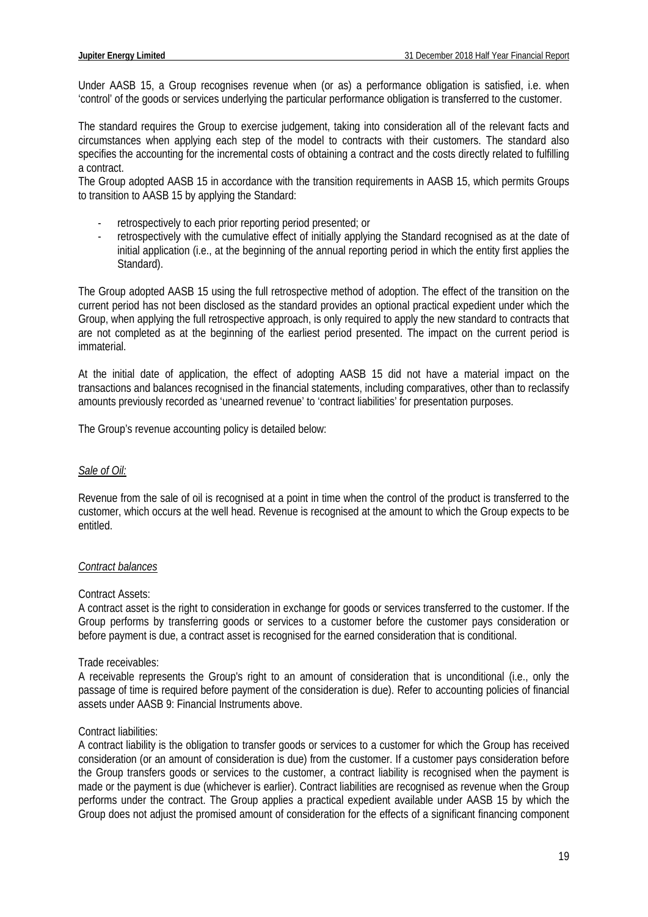Under AASB 15, a Group recognises revenue when (or as) a performance obligation is satisfied, i.e. when 'control' of the goods or services underlying the particular performance obligation is transferred to the customer.

The standard requires the Group to exercise judgement, taking into consideration all of the relevant facts and circumstances when applying each step of the model to contracts with their customers. The standard also specifies the accounting for the incremental costs of obtaining a contract and the costs directly related to fulfilling a contract.
The Group adopted AASB 15 in accordance with the transition requirements in AASB 15, which permits Groups to transition to AASB 15 by applying the Standard:

- retrospectively to each prior reporting period presented; or
- retrospectively with the cumulative effect of initially applying the Standard recognised as at the date of initial application (i.e., at the beginning of the annual reporting period in which the entity first applies the Standard).

The Group adopted AASB 15 using the full retrospective method of adoption. The effect of the transition on the current period has not been disclosed as the standard provides an optional practical expedient under which the Group, when applying the full retrospective approach, is only required to apply the new standard to contracts that are not completed as at the beginning of the earliest period presented. The impact on the current period is immaterial.

At the initial date of application, the effect of adopting AASB 15 did not have a material impact on the transactions and balances recognised in the financial statements, including comparatives, other than to reclassify amounts previously recorded as 'unearned revenue' to 'contract liabilities' for presentation purposes.

The Group's revenue accounting policy is detailed below:

*Sale of Oil:*

Revenue from the sale of oil is recognised at a point in time when the control of the product is transferred to the customer, which occurs at the well head. Revenue is recognised at the amount to which the Group expects to be entitled.

*Contract balances*

Contract Assets:
A contract asset is the right to consideration in exchange for goods or services transferred to the customer. If the Group performs by transferring goods or services to a customer before the customer pays consideration or before payment is due, a contract asset is recognised for the earned consideration that is conditional.

Trade receivables:
A receivable represents the Group's right to an amount of consideration that is unconditional (i.e., only the passage of time is required before payment of the consideration is due). Refer to accounting policies of financial assets under AASB 9: Financial Instruments above.

Contract liabilities:
A contract liability is the obligation to transfer goods or services to a customer for which the Group has received consideration (or an amount of consideration is due) from the customer. If a customer pays consideration before the Group transfers goods or services to the customer, a contract liability is recognised when the payment is made or the payment is due (whichever is earlier). Contract liabilities are recognised as revenue when the Group performs under the contract. The Group applies a practical expedient available under AASB 15 by which the Group does not adjust the promised amount of consideration for the effects of a significant financing component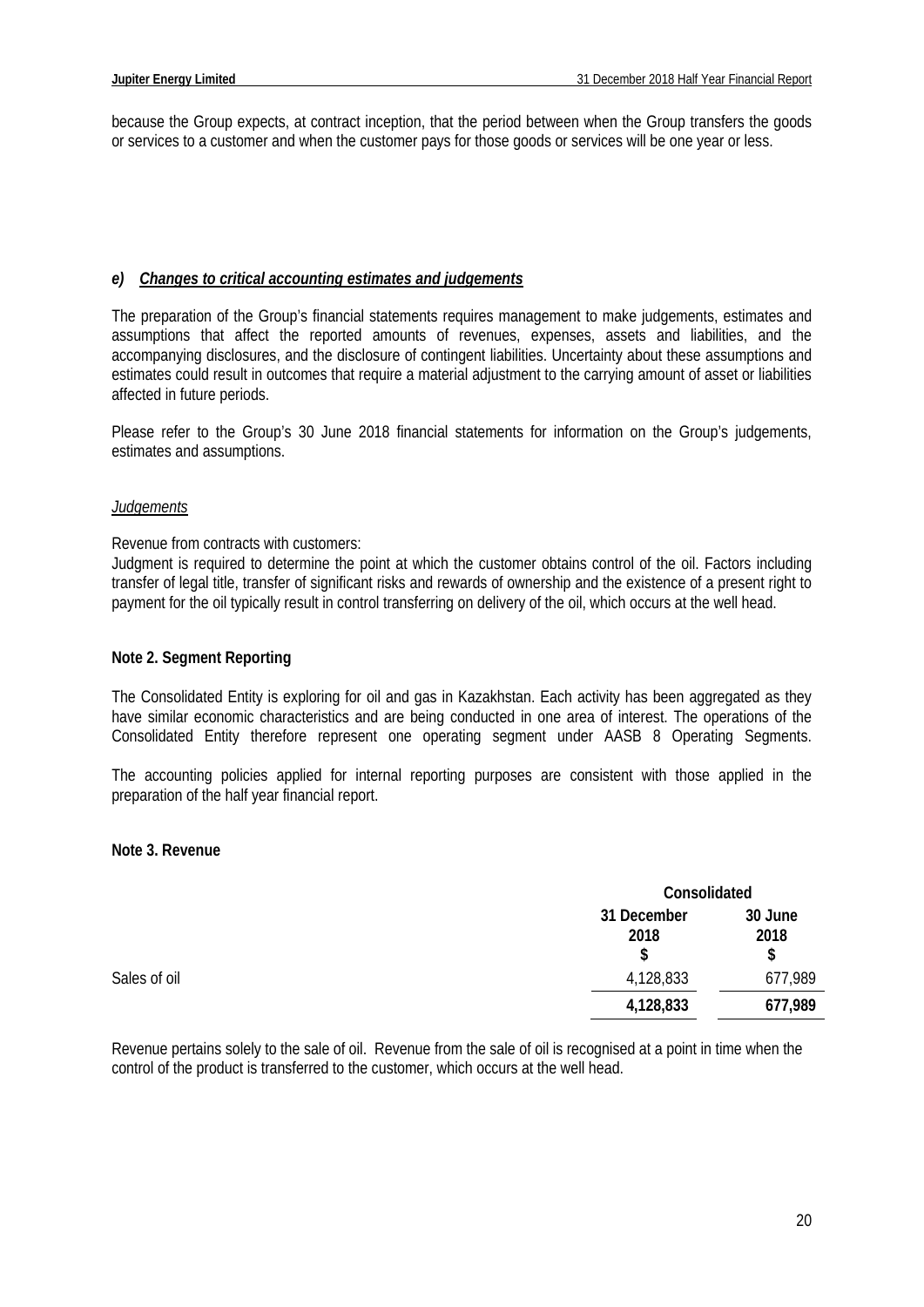because the Group expects, at contract inception, that the period between when the Group transfers the goods or services to a customer and when the customer pays for those goods or services will be one year or less.

### *e) Changes to critical accounting estimates and judgements*

The preparation of the Group's financial statements requires management to make judgements, estimates and assumptions that affect the reported amounts of revenues, expenses, assets and liabilities, and the accompanying disclosures, and the disclosure of contingent liabilities. Uncertainty about these assumptions and estimates could result in outcomes that require a material adjustment to the carrying amount of asset or liabilities affected in future periods.

Please refer to the Group's 30 June 2018 financial statements for information on the Group's judgements, estimates and assumptions.

*Judgements*

Revenue from contracts with customers:
Judgment is required to determine the point at which the customer obtains control of the oil. Factors including transfer of legal title, transfer of significant risks and rewards of ownership and the existence of a present right to payment for the oil typically result in control transferring on delivery of the oil, which occurs at the well head.

## Note 2. Segment Reporting

The Consolidated Entity is exploring for oil and gas in Kazakhstan. Each activity has been aggregated as they have similar economic characteristics and are being conducted in one area of interest. The operations of the Consolidated Entity therefore represent one operating segment under AASB 8 Operating Segments.

The accounting policies applied for internal reporting purposes are consistent with those applied in the preparation of the half year financial report.

## Note 3. Revenue

| | Consolidated | |
|---|---|---|
| | 31 December 2018 $ | 30 June 2018 $ |
| Sales of oil | 4,128,833 | 677,989 |
| | **4,128,833** | **677,989** |

Revenue pertains solely to the sale of oil. Revenue from the sale of oil is recognised at a point in time when the control of the product is transferred to the customer, which occurs at the well head.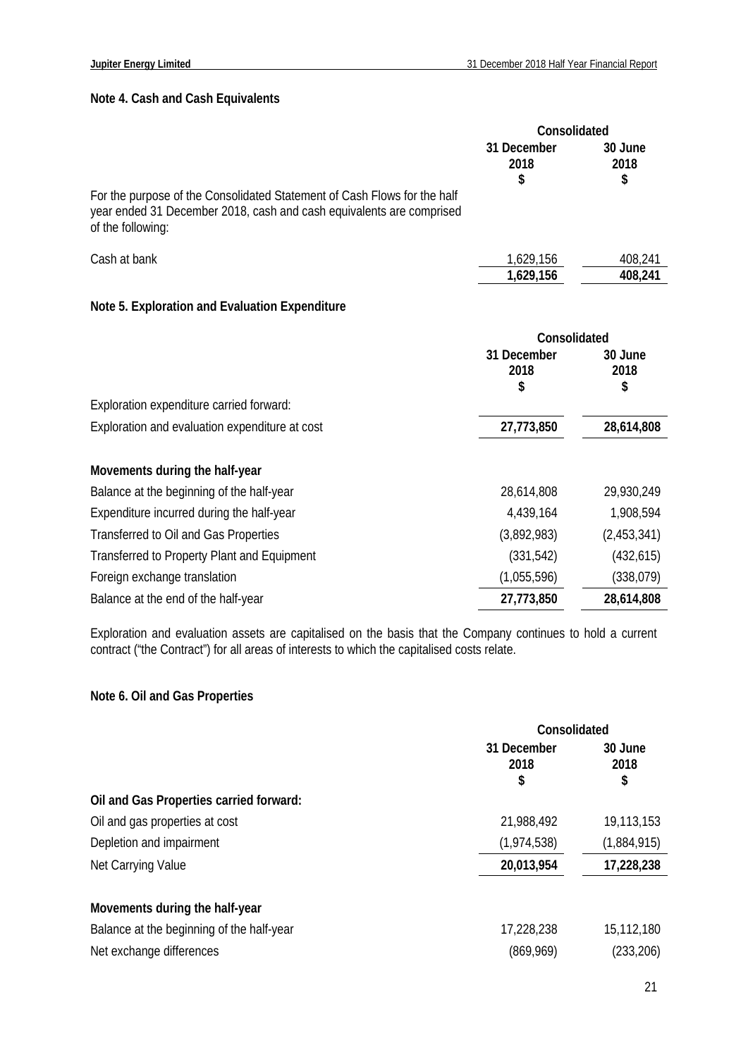## Note 4. Cash and Cash Equivalents

| | Consolidated | |
|---|---|---|
| | 31 December 2018 $ | 30 June 2018 $ |
| For the purpose of the Consolidated Statement of Cash Flows for the half year ended 31 December 2018, cash and cash equivalents are comprised of the following: | | |
| Cash at bank | 1,629,156 | 408,241 |
| | **1,629,156** | **408,241** |

## Note 5. Exploration and Evaluation Expenditure

| | Consolidated | |
|---|---|---|
| | 31 December 2018 $ | 30 June 2018 $ |
| Exploration expenditure carried forward: | | |
| Exploration and evaluation expenditure at cost | **27,773,850** | **28,614,808** |
| **Movements during the half-year** | | |
| Balance at the beginning of the half-year | 28,614,808 | 29,930,249 |
| Expenditure incurred during the half-year | 4,439,164 | 1,908,594 |
| Transferred to Oil and Gas Properties | (3,892,983) | (2,453,341) |
| Transferred to Property Plant and Equipment | (331,542) | (432,615) |
| Foreign exchange translation | (1,055,596) | (338,079) |
| Balance at the end of the half-year | **27,773,850** | **28,614,808** |

Exploration and evaluation assets are capitalised on the basis that the Company continues to hold a current contract ("the Contract") for all areas of interests to which the capitalised costs relate.

## Note 6. Oil and Gas Properties

| | Consolidated | |
|---|---|---|
| | 31 December 2018 $ | 30 June 2018 $ |
| **Oil and Gas Properties carried forward:** | | |
| Oil and gas properties at cost | 21,988,492 | 19,113,153 |
| Depletion and impairment | (1,974,538) | (1,884,915) |
| Net Carrying Value | **20,013,954** | **17,228,238** |
| **Movements during the half-year** | | |
| Balance at the beginning of the half-year | 17,228,238 | 15,112,180 |
| Net exchange differences | (869,969) | (233,206) |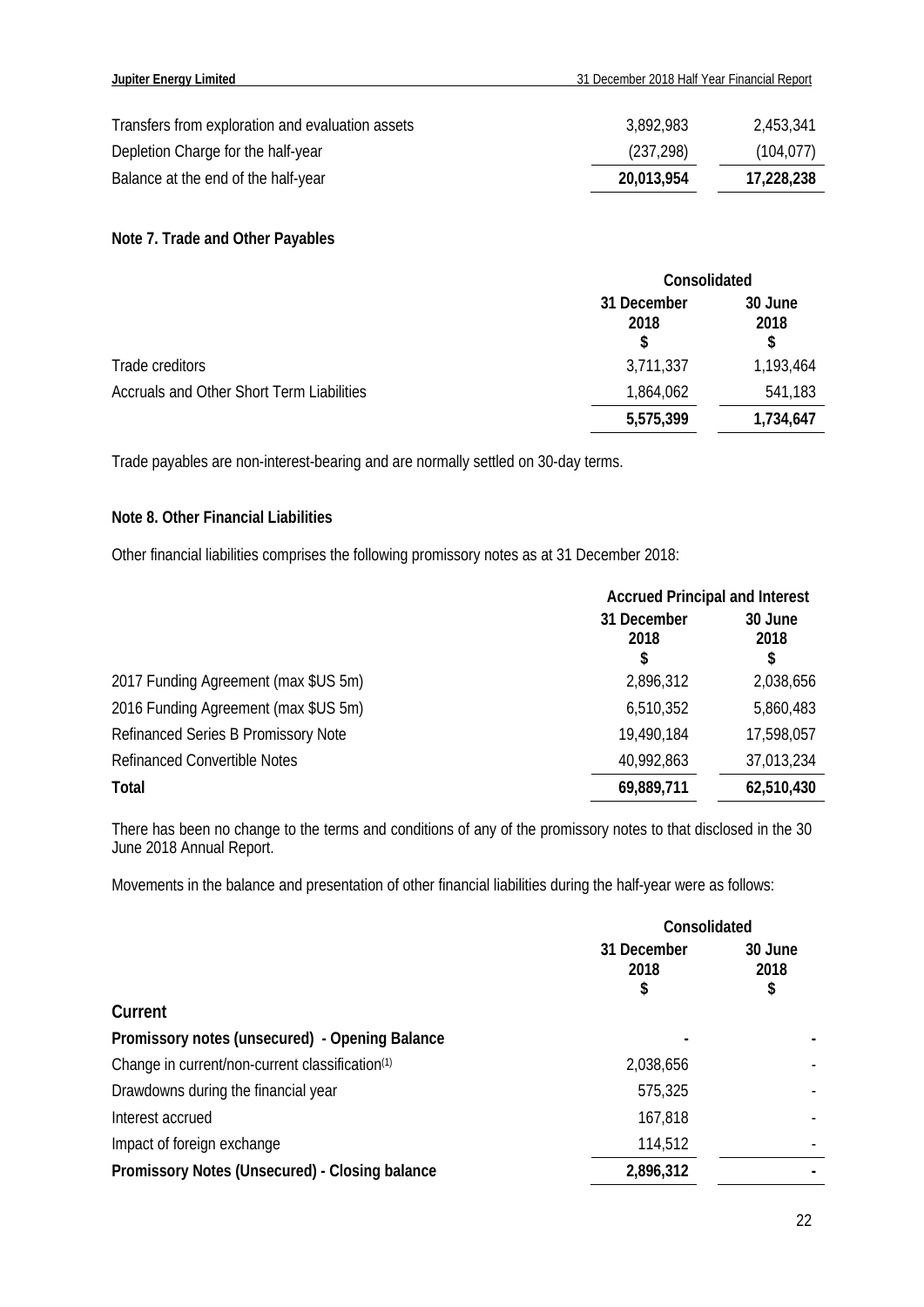| | | |
|---|---|---|
| Transfers from exploration and evaluation assets | 3,892,983 | 2,453,341 |
| Depletion Charge for the half-year | (237,298) | (104,077) |
| Balance at the end of the half-year | **20,013,954** | **17,228,238** |

**Note 7. Trade and Other Payables**

| | Consolidated | |
|---|---|---|
| | 31 December 2018 $ | 30 June 2018 $ |
| Trade creditors | 3,711,337 | 1,193,464 |
| Accruals and Other Short Term Liabilities | 1,864,062 | 541,183 |
| | **5,575,399** | **1,734,647** |

Trade payables are non-interest-bearing and are normally settled on 30-day terms.

**Note 8. Other Financial Liabilities**

Other financial liabilities comprises the following promissory notes as at 31 December 2018:

| | Accrued Principal and Interest | |
|---|---|---|
| | 31 December 2018 $ | 30 June 2018 $ |
| 2017 Funding Agreement (max $US 5m) | 2,896,312 | 2,038,656 |
| 2016 Funding Agreement (max $US 5m) | 6,510,352 | 5,860,483 |
| Refinanced Series B Promissory Note | 19,490,184 | 17,598,057 |
| Refinanced Convertible Notes | 40,992,863 | 37,013,234 |
| **Total** | **69,889,711** | **62,510,430** |

There has been no change to the terms and conditions of any of the promissory notes to that disclosed in the 30 June 2018 Annual Report.

Movements in the balance and presentation of other financial liabilities during the half-year were as follows:

| | Consolidated | |
|---|---|---|
| | 31 December 2018 $ | 30 June 2018 $ |
| **Current** | | |
| **Promissory notes (unsecured) - Opening Balance** | **-** | **-** |
| Change in current/non-current classification(1) | 2,038,656 | - |
| Drawdowns during the financial year | 575,325 | - |
| Interest accrued | 167,818 | - |
| Impact of foreign exchange | 114,512 | - |
| **Promissory Notes (Unsecured) - Closing balance** | **2,896,312** | **-** |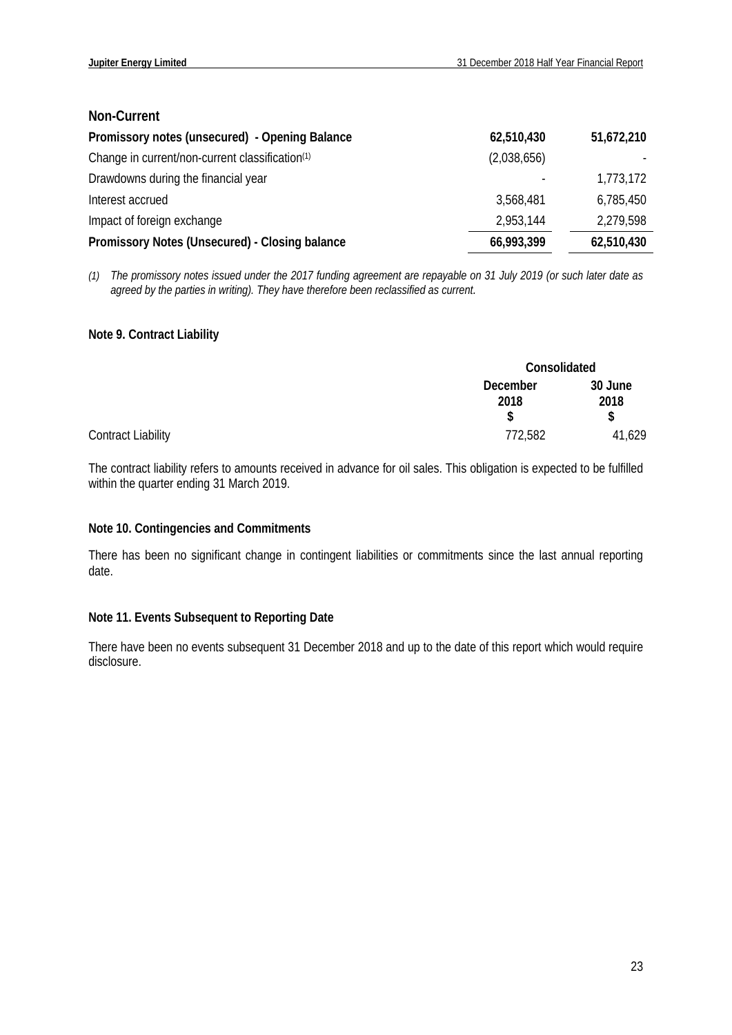**Non-Current**

| | | |
|---|---|---|
| **Promissory notes (unsecured) - Opening Balance** | **62,510,430** | **51,672,210** |
| Change in current/non-current classification[(1)] | (2,038,656) | - |
| Drawdowns during the financial year | - | 1,773,172 |
| Interest accrued | 3,568,481 | 6,785,450 |
| Impact of foreign exchange | 2,953,144 | 2,279,598 |
| **Promissory Notes (Unsecured) - Closing balance** | **66,993,399** | **62,510,430** |

*(1) The promissory notes issued under the 2017 funding agreement are repayable on 31 July 2019 (or such later date as agreed by the parties in writing). They have therefore been reclassified as current.*

**Note 9. Contract Liability**

| | Consolidated | |
|---|---|---|
| | **December 2018 $** | **30 June 2018 $** |
| Contract Liability | 772,582 | 41,629 |

The contract liability refers to amounts received in advance for oil sales. This obligation is expected to be fulfilled within the quarter ending 31 March 2019.

**Note 10. Contingencies and Commitments**

There has been no significant change in contingent liabilities or commitments since the last annual reporting date.

**Note 11. Events Subsequent to Reporting Date**

There have been no events subsequent 31 December 2018 and up to the date of this report which would require disclosure.